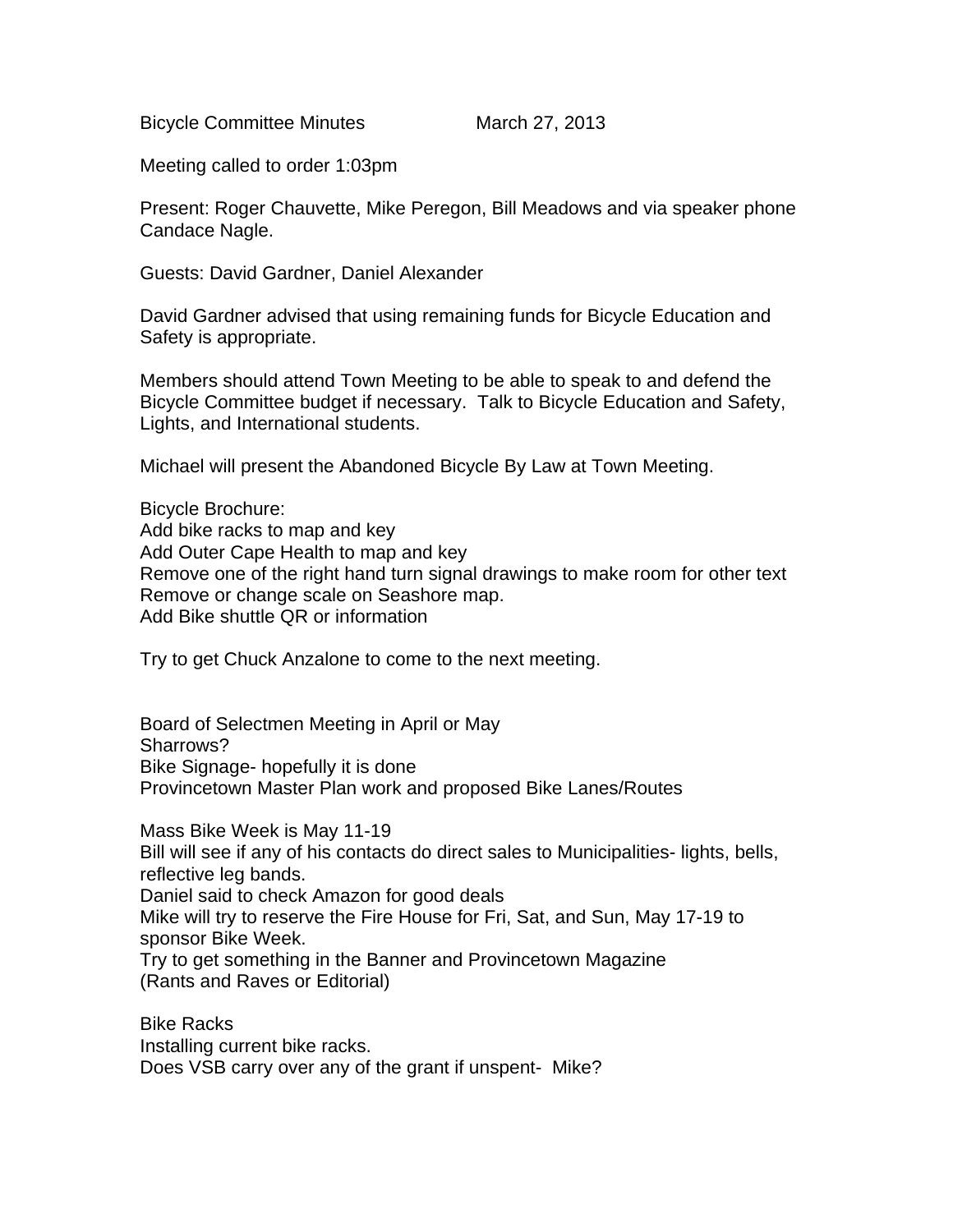Bicycle Committee Minutes March 27, 2013

Meeting called to order 1:03pm

Present: Roger Chauvette, Mike Peregon, Bill Meadows and via speaker phone Candace Nagle.

Guests: David Gardner, Daniel Alexander

David Gardner advised that using remaining funds for Bicycle Education and Safety is appropriate.

Members should attend Town Meeting to be able to speak to and defend the Bicycle Committee budget if necessary. Talk to Bicycle Education and Safety, Lights, and International students.

Michael will present the Abandoned Bicycle By Law at Town Meeting.

Bicycle Brochure:
Add bike racks to map and key
Add Outer Cape Health to map and key
Remove one of the right hand turn signal drawings to make room for other text
Remove or change scale on Seashore map.
Add Bike shuttle QR or information

Try to get Chuck Anzalone to come to the next meeting.

Board of Selectmen Meeting in April or May
Sharrows?
Bike Signage- hopefully it is done
Provincetown Master Plan work and proposed Bike Lanes/Routes

Mass Bike Week is May 11-19
Bill will see if any of his contacts do direct sales to Municipalities- lights, bells, reflective leg bands.
Daniel said to check Amazon for good deals
Mike will try to reserve the Fire House for Fri, Sat, and Sun, May 17-19 to sponsor Bike Week.
Try to get something in the Banner and Provincetown Magazine
(Rants and Raves or Editorial)

Bike Racks
Installing current bike racks.
Does VSB carry over any of the grant if unspent- Mike?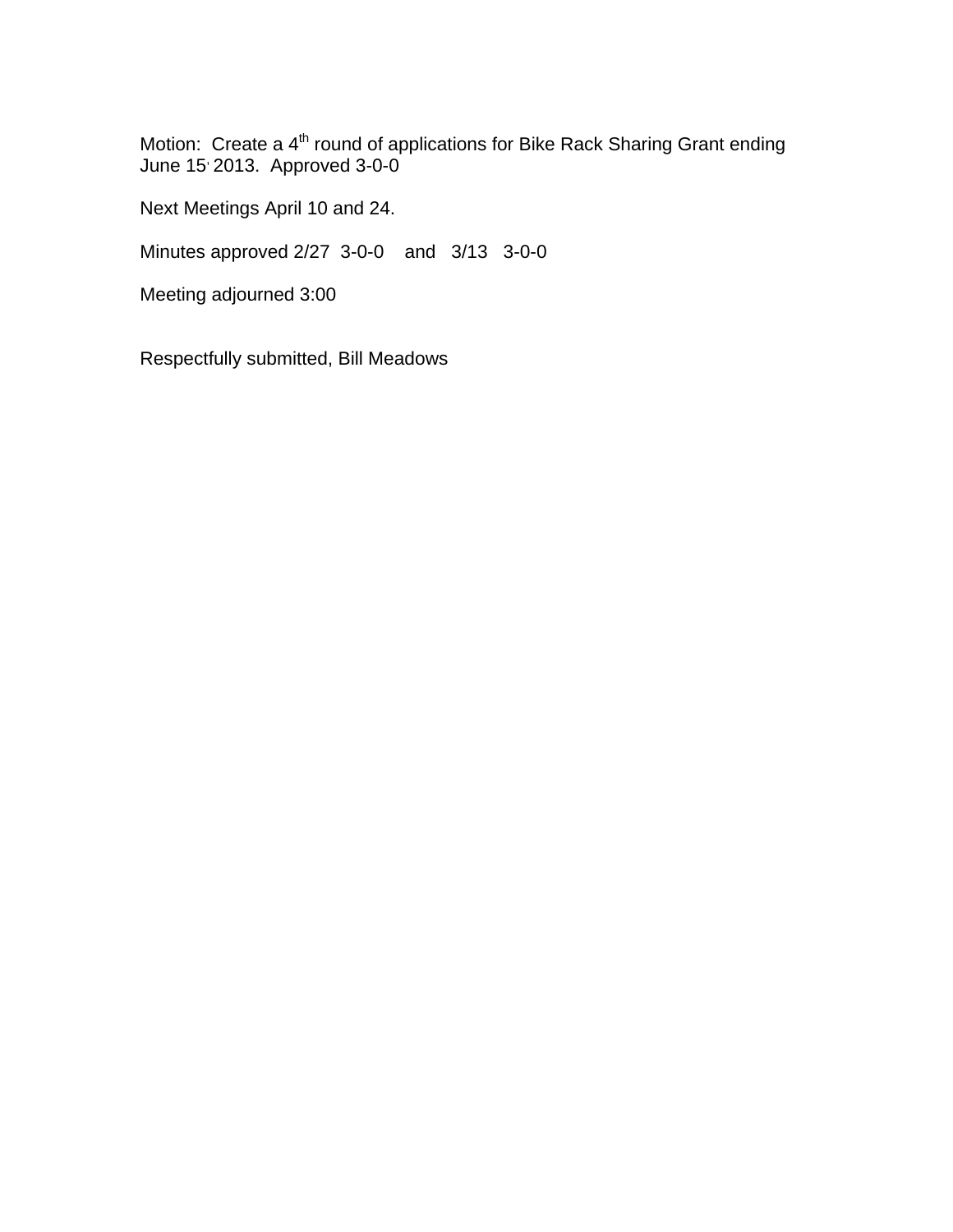Motion: Create a 4th round of applications for Bike Rack Sharing Grant ending June 15, 2013. Approved 3-0-0

Next Meetings April 10 and 24.

Minutes approved 2/27 3-0-0 and 3/13 3-0-0

Meeting adjourned 3:00

Respectfully submitted, Bill Meadows